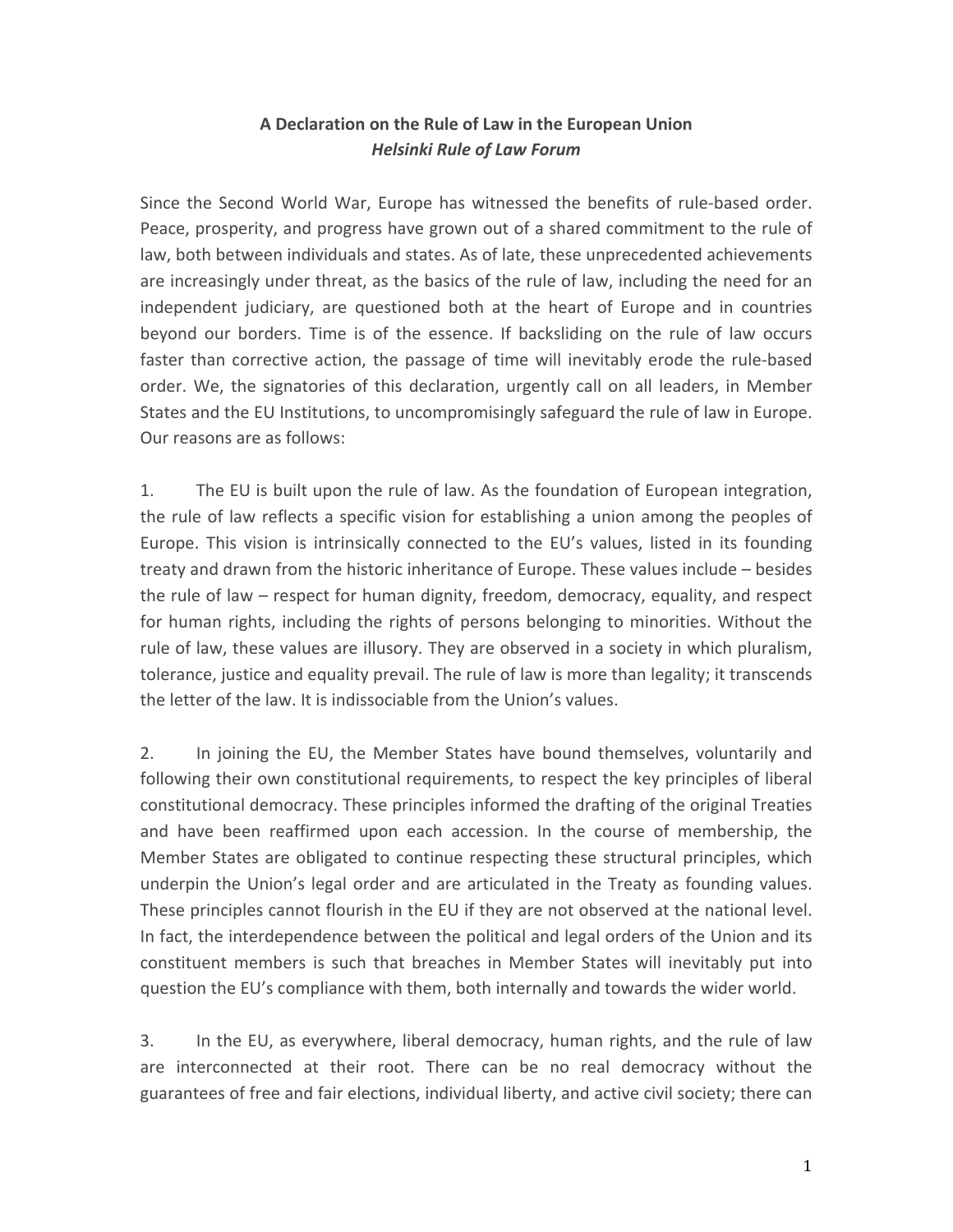# A Declaration on the Rule of Law in the European Union

## *Helsinki Rule of Law Forum*

Since the Second World War, Europe has witnessed the benefits of rule-based order. Peace, prosperity, and progress have grown out of a shared commitment to the rule of law, both between individuals and states. As of late, these unprecedented achievements are increasingly under threat, as the basics of the rule of law, including the need for an independent judiciary, are questioned both at the heart of Europe and in countries beyond our borders. Time is of the essence. If backsliding on the rule of law occurs faster than corrective action, the passage of time will inevitably erode the rule-based order. We, the signatories of this declaration, urgently call on all leaders, in Member States and the EU Institutions, to uncompromisingly safeguard the rule of law in Europe. Our reasons are as follows:

1. The EU is built upon the rule of law. As the foundation of European integration, the rule of law reflects a specific vision for establishing a union among the peoples of Europe. This vision is intrinsically connected to the EU's values, listed in its founding treaty and drawn from the historic inheritance of Europe. These values include – besides the rule of law – respect for human dignity, freedom, democracy, equality, and respect for human rights, including the rights of persons belonging to minorities. Without the rule of law, these values are illusory. They are observed in a society in which pluralism, tolerance, justice and equality prevail. The rule of law is more than legality; it transcends the letter of the law. It is indissociable from the Union's values.

2. In joining the EU, the Member States have bound themselves, voluntarily and following their own constitutional requirements, to respect the key principles of liberal constitutional democracy. These principles informed the drafting of the original Treaties and have been reaffirmed upon each accession. In the course of membership, the Member States are obligated to continue respecting these structural principles, which underpin the Union's legal order and are articulated in the Treaty as founding values. These principles cannot flourish in the EU if they are not observed at the national level. In fact, the interdependence between the political and legal orders of the Union and its constituent members is such that breaches in Member States will inevitably put into question the EU's compliance with them, both internally and towards the wider world.

3. In the EU, as everywhere, liberal democracy, human rights, and the rule of law are interconnected at their root. There can be no real democracy without the guarantees of free and fair elections, individual liberty, and active civil society; there can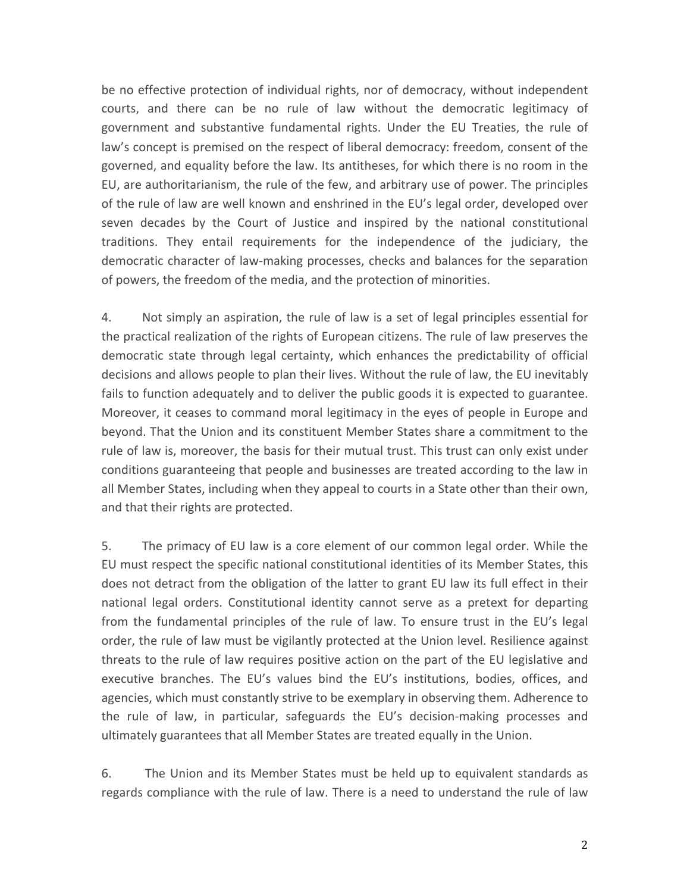be no effective protection of individual rights, nor of democracy, without independent courts, and there can be no rule of law without the democratic legitimacy of government and substantive fundamental rights. Under the EU Treaties, the rule of law's concept is premised on the respect of liberal democracy: freedom, consent of the governed, and equality before the law. Its antitheses, for which there is no room in the EU, are authoritarianism, the rule of the few, and arbitrary use of power. The principles of the rule of law are well known and enshrined in the EU's legal order, developed over seven decades by the Court of Justice and inspired by the national constitutional traditions. They entail requirements for the independence of the judiciary, the democratic character of law-making processes, checks and balances for the separation of powers, the freedom of the media, and the protection of minorities.

4. Not simply an aspiration, the rule of law is a set of legal principles essential for the practical realization of the rights of European citizens. The rule of law preserves the democratic state through legal certainty, which enhances the predictability of official decisions and allows people to plan their lives. Without the rule of law, the EU inevitably fails to function adequately and to deliver the public goods it is expected to guarantee. Moreover, it ceases to command moral legitimacy in the eyes of people in Europe and beyond. That the Union and its constituent Member States share a commitment to the rule of law is, moreover, the basis for their mutual trust. This trust can only exist under conditions guaranteeing that people and businesses are treated according to the law in all Member States, including when they appeal to courts in a State other than their own, and that their rights are protected.

5. The primacy of EU law is a core element of our common legal order. While the EU must respect the specific national constitutional identities of its Member States, this does not detract from the obligation of the latter to grant EU law its full effect in their national legal orders. Constitutional identity cannot serve as a pretext for departing from the fundamental principles of the rule of law. To ensure trust in the EU's legal order, the rule of law must be vigilantly protected at the Union level. Resilience against threats to the rule of law requires positive action on the part of the EU legislative and executive branches. The EU's values bind the EU's institutions, bodies, offices, and agencies, which must constantly strive to be exemplary in observing them. Adherence to the rule of law, in particular, safeguards the EU's decision-making processes and ultimately guarantees that all Member States are treated equally in the Union.

6. The Union and its Member States must be held up to equivalent standards as regards compliance with the rule of law. There is a need to understand the rule of law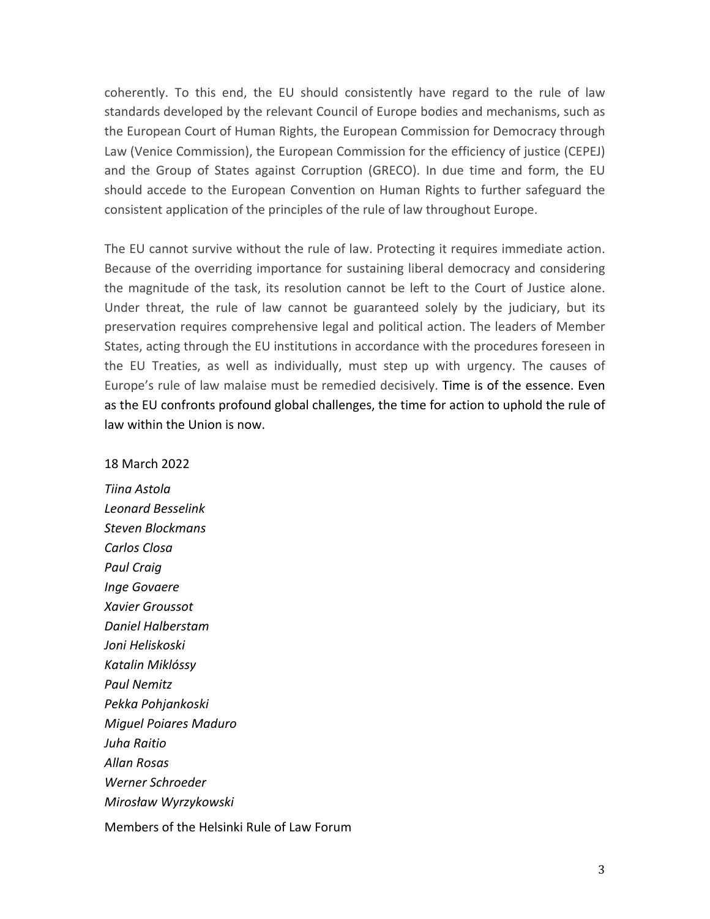coherently. To this end, the EU should consistently have regard to the rule of law standards developed by the relevant Council of Europe bodies and mechanisms, such as the European Court of Human Rights, the European Commission for Democracy through Law (Venice Commission), the European Commission for the efficiency of justice (CEPEJ) and the Group of States against Corruption (GRECO). In due time and form, the EU should accede to the European Convention on Human Rights to further safeguard the consistent application of the principles of the rule of law throughout Europe.

The EU cannot survive without the rule of law. Protecting it requires immediate action. Because of the overriding importance for sustaining liberal democracy and considering the magnitude of the task, its resolution cannot be left to the Court of Justice alone. Under threat, the rule of law cannot be guaranteed solely by the judiciary, but its preservation requires comprehensive legal and political action. The leaders of Member States, acting through the EU institutions in accordance with the procedures foreseen in the EU Treaties, as well as individually, must step up with urgency. The causes of Europe's rule of law malaise must be remedied decisively. Time is of the essence. Even as the EU confronts profound global challenges, the time for action to uphold the rule of law within the Union is now.

18 March 2022

*Tiina Astola*
*Leonard Besselink*
*Steven Blockmans*
*Carlos Closa*
*Paul Craig*
*Inge Govaere*
*Xavier Groussot*
*Daniel Halberstam*
*Joni Heliskoski*
*Katalin Miklóssy*
*Paul Nemitz*
*Pekka Pohjankoski*
*Miguel Poiares Maduro*
*Juha Raitio*
*Allan Rosas*
*Werner Schroeder*
*Mirosław Wyrzykowski*

Members of the Helsinki Rule of Law Forum